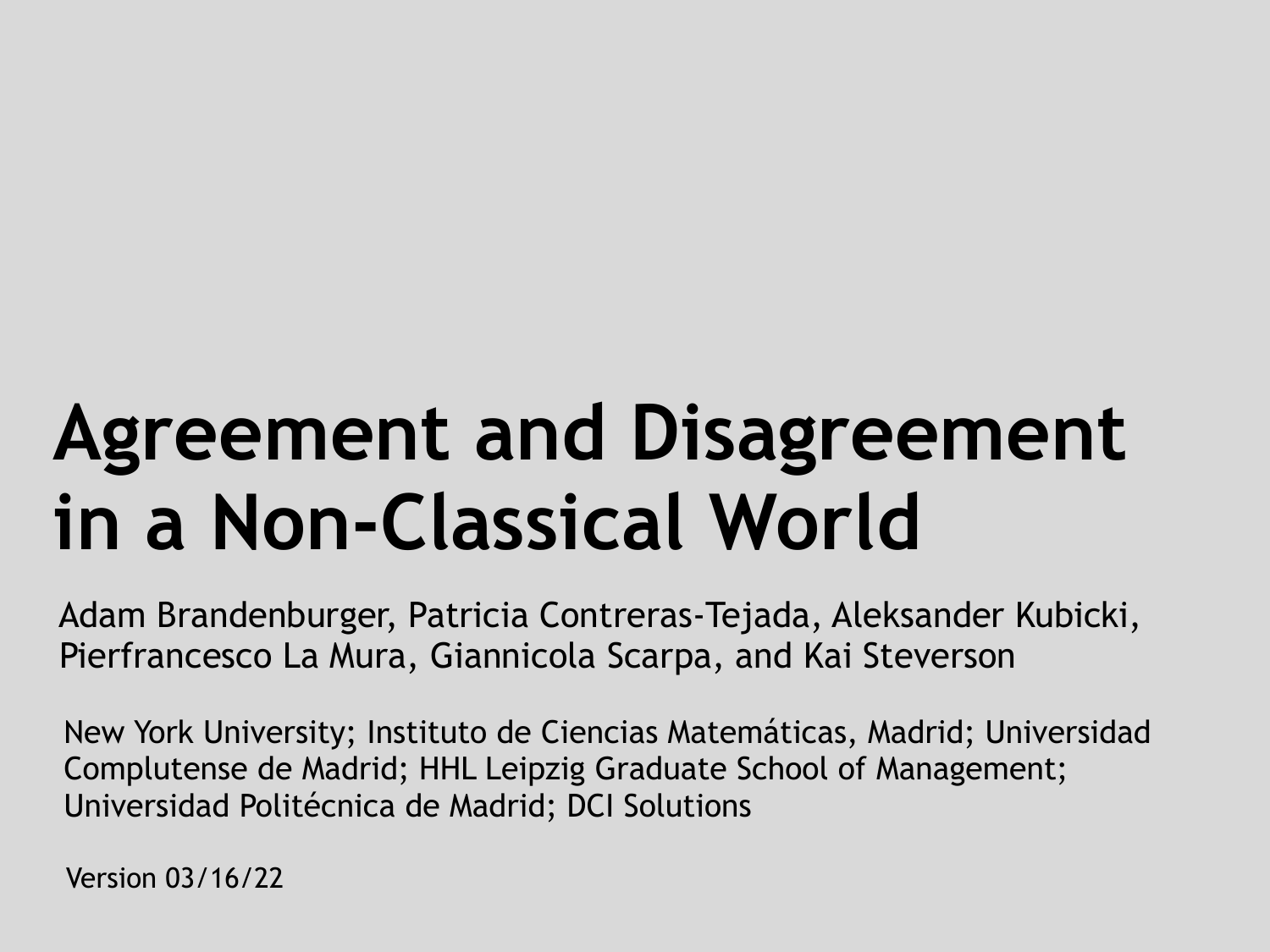# Agreement and Disagreement in a Non-Classical World

Adam Brandenburger, Patricia Contreras-Tejada, Aleksander Kubicki, Pierfrancesco La Mura, Giannicola Scarpa, and Kai Steverson

New York University; Instituto de Ciencias Matemáticas, Madrid; Universidad Complutense de Madrid; HHL Leipzig Graduate School of Management; Universidad Politécnica de Madrid; DCI Solutions

Version 03/16/22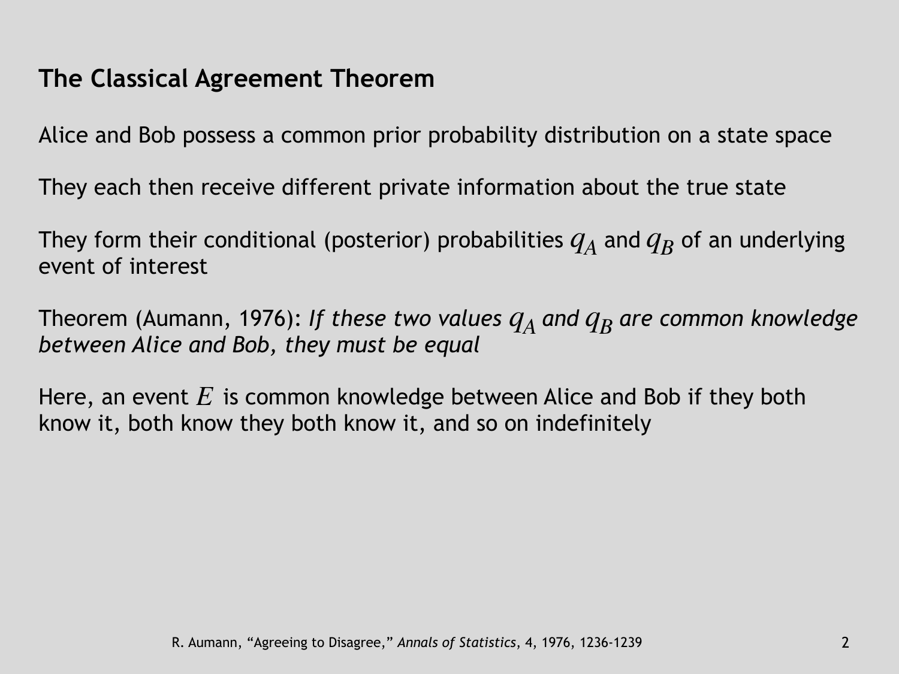## The Classical Agreement Theorem

Alice and Bob possess a common prior probability distribution on a state space

They each then receive different private information about the true state

They form their conditional (posterior) probabilities $q_A$ and $q_B$ of an underlying event of interest

Theorem (Aumann, 1976): *If these two values $q_A$ and $q_B$ are common knowledge between Alice and Bob, they must be equal*

Here, an event $E$ is common knowledge between Alice and Bob if they both know it, both know they both know it, and so on indefinitely

R. Aumann, "Agreeing to Disagree," *Annals of Statistics*, 4, 1976, 1236-1239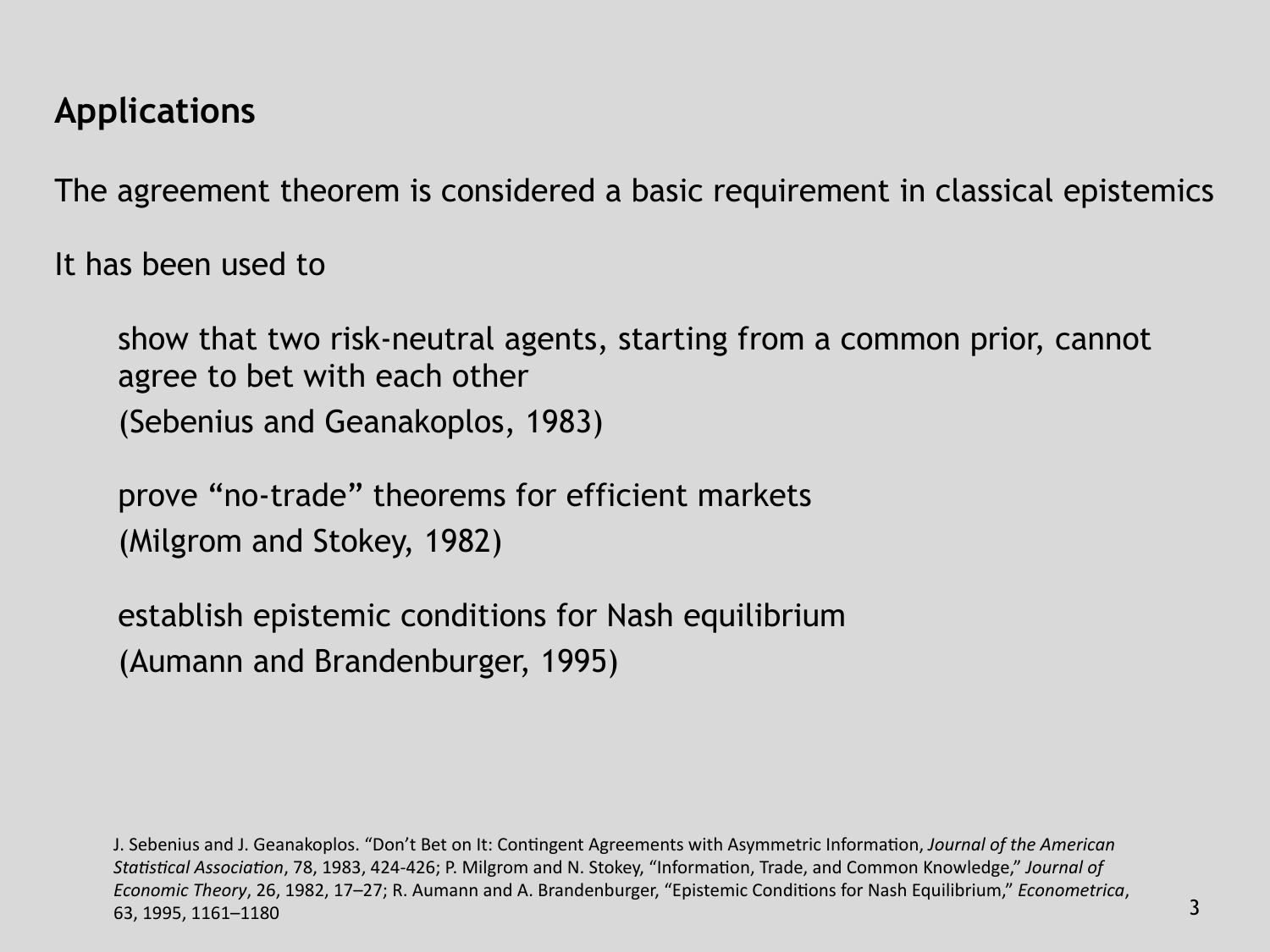## Applications

The agreement theorem is considered a basic requirement in classical epistemics

It has been used to

show that two risk-neutral agents, starting from a common prior, cannot agree to bet with each other
(Sebenius and Geanakoplos, 1983)

prove "no-trade" theorems for efficient markets
(Milgrom and Stokey, 1982)

establish epistemic conditions for Nash equilibrium
(Aumann and Brandenburger, 1995)

J. Sebenius and J. Geanakoplos. "Don't Bet on It: Contingent Agreements with Asymmetric Information, *Journal of the American Statistical Association*, 78, 1983, 424-426; P. Milgrom and N. Stokey, "Information, Trade, and Common Knowledge," *Journal of Economic Theory*, 26, 1982, 17–27; R. Aumann and A. Brandenburger, "Epistemic Conditions for Nash Equilibrium," *Econometrica*, 63, 1995, 1161–1180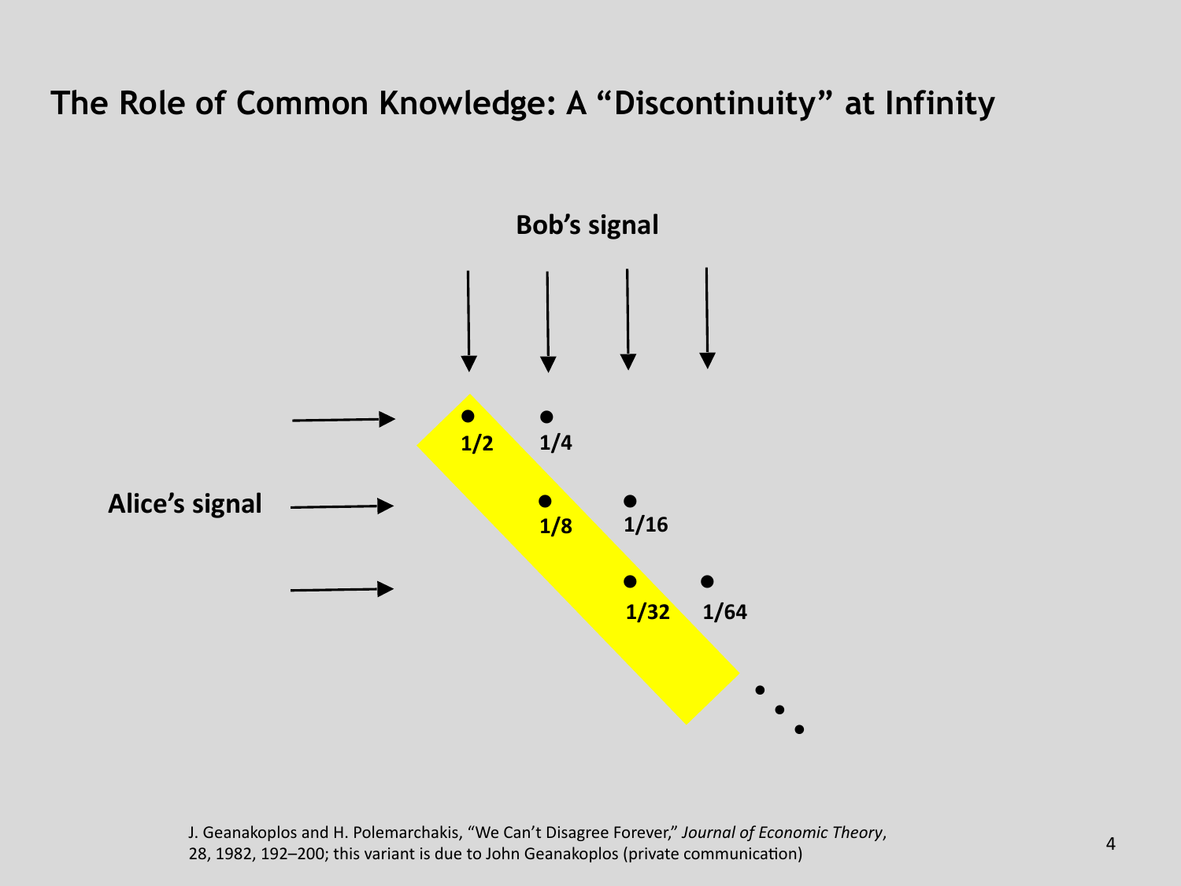# The Role of Common Knowledge: A "Discontinuity" at Infinity

**Bob's signal**

**Alice's signal**

**1/2** **1/4**

**1/8** **1/16**

**1/32** **1/64**

J. Geanakoplos and H. Polemarchakis, "We Can't Disagree Forever," *Journal of Economic Theory*, 28, 1982, 192–200; this variant is due to John Geanakoplos (private communication)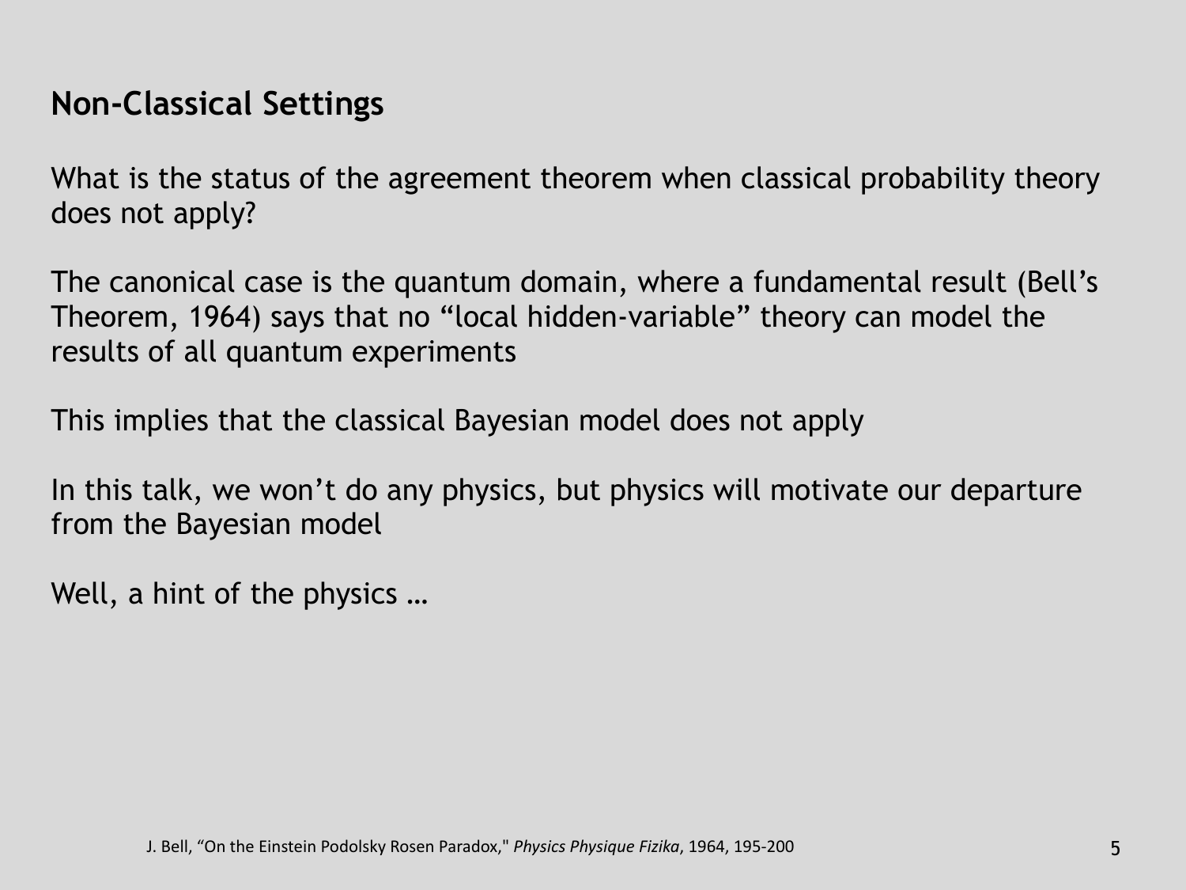## Non-Classical Settings

What is the status of the agreement theorem when classical probability theory does not apply?

The canonical case is the quantum domain, where a fundamental result (Bell's Theorem, 1964) says that no "local hidden-variable" theory can model the results of all quantum experiments

This implies that the classical Bayesian model does not apply

In this talk, we won't do any physics, but physics will motivate our departure from the Bayesian model

Well, a hint of the physics …

J. Bell, "On the Einstein Podolsky Rosen Paradox," *Physics Physique Fizika*, 1964, 195-200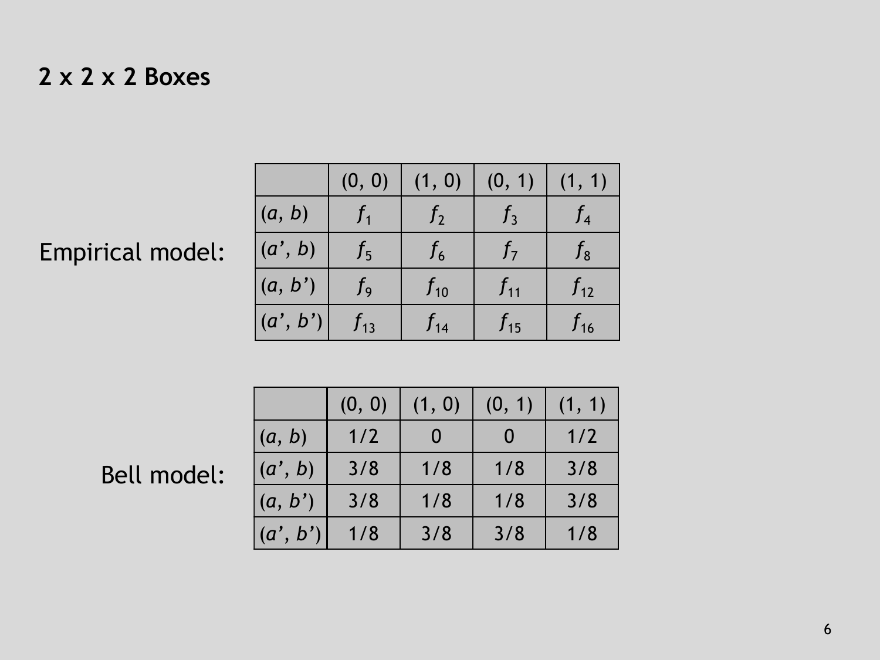## 2 x 2 x 2 Boxes

Empirical model:

| | (0, 0) | (1, 0) | (0, 1) | (1, 1) |
|---|---|---|---|---|
| ($a$, $b$) | $f_1$ | $f_2$ | $f_3$ | $f_4$ |
| ($a'$, $b$) | $f_5$ | $f_6$ | $f_7$ | $f_8$ |
| ($a$, $b'$) | $f_9$ | $f_{10}$ | $f_{11}$ | $f_{12}$ |
| ($a'$, $b'$) | $f_{13}$ | $f_{14}$ | $f_{15}$ | $f_{16}$ |

Bell model:

| | (0, 0) | (1, 0) | (0, 1) | (1, 1) |
|---|---|---|---|---|
| ($a$, $b$) | 1/2 | 0 | 0 | 1/2 |
| ($a'$, $b$) | 3/8 | 1/8 | 1/8 | 3/8 |
| ($a$, $b'$) | 3/8 | 1/8 | 1/8 | 3/8 |
| ($a'$, $b'$) | 1/8 | 3/8 | 3/8 | 1/8 |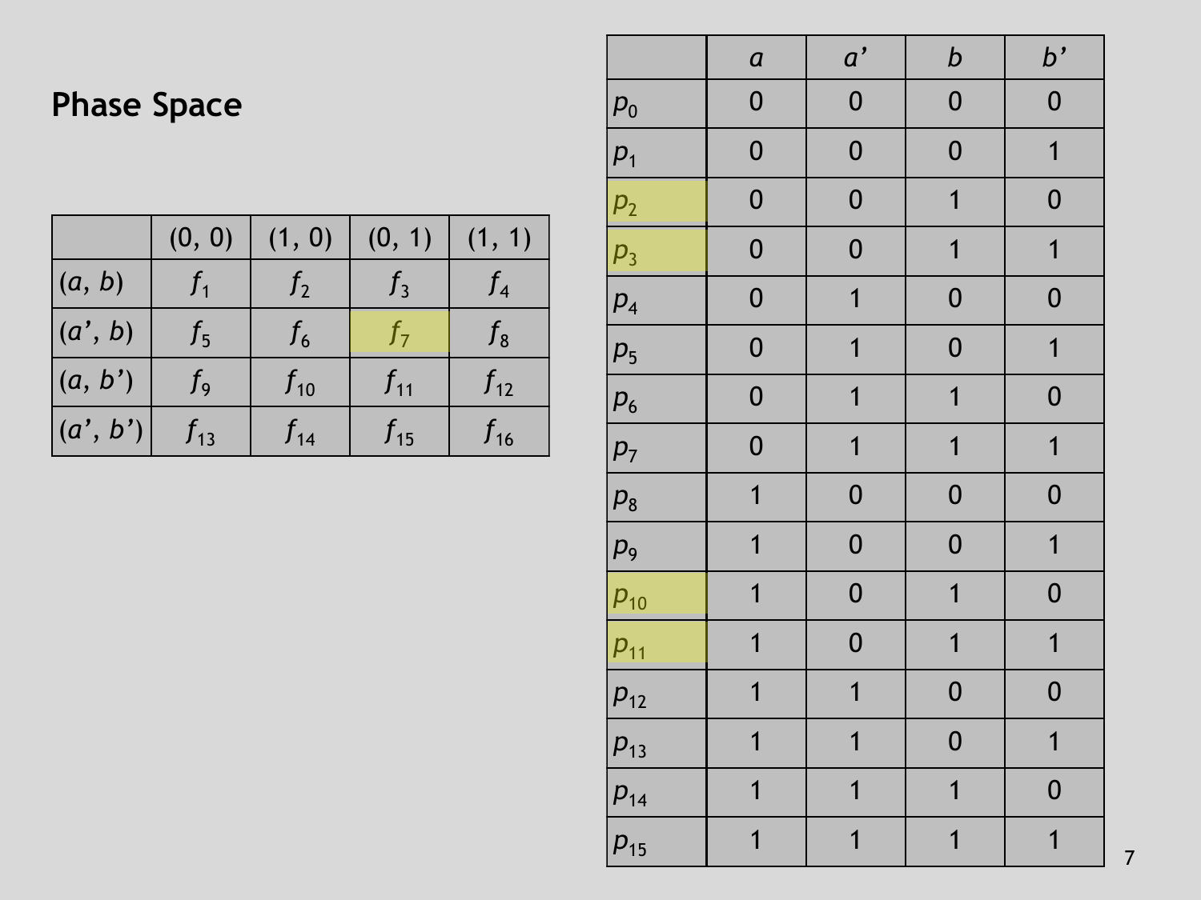## Phase Space

| | (0, 0) | (1, 0) | (0, 1) | (1, 1) |
|---|---|---|---|---|
| $(a, b)$ | $f_1$ | $f_2$ | $f_3$ | $f_4$ |
| $(a', b)$ | $f_5$ | $f_6$ | $f_7$ | $f_8$ |
| $(a, b')$ | $f_9$ | $f_{10}$ | $f_{11}$ | $f_{12}$ |
| $(a', b')$ | $f_{13}$ | $f_{14}$ | $f_{15}$ | $f_{16}$ |

| | $a$ | $a'$ | $b$ | $b'$ |
|---|---|---|---|---|
| $p_0$ | 0 | 0 | 0 | 0 |
| $p_1$ | 0 | 0 | 0 | 1 |
| $p_2$ | 0 | 0 | 1 | 0 |
| $p_3$ | 0 | 0 | 1 | 1 |
| $p_4$ | 0 | 1 | 0 | 0 |
| $p_5$ | 0 | 1 | 0 | 1 |
| $p_6$ | 0 | 1 | 1 | 0 |
| $p_7$ | 0 | 1 | 1 | 1 |
| $p_8$ | 1 | 0 | 0 | 0 |
| $p_9$ | 1 | 0 | 0 | 1 |
| $p_{10}$ | 1 | 0 | 1 | 0 |
| $p_{11}$ | 1 | 0 | 1 | 1 |
| $p_{12}$ | 1 | 1 | 0 | 0 |
| $p_{13}$ | 1 | 1 | 0 | 1 |
| $p_{14}$ | 1 | 1 | 1 | 0 |
| $p_{15}$ | 1 | 1 | 1 | 1 |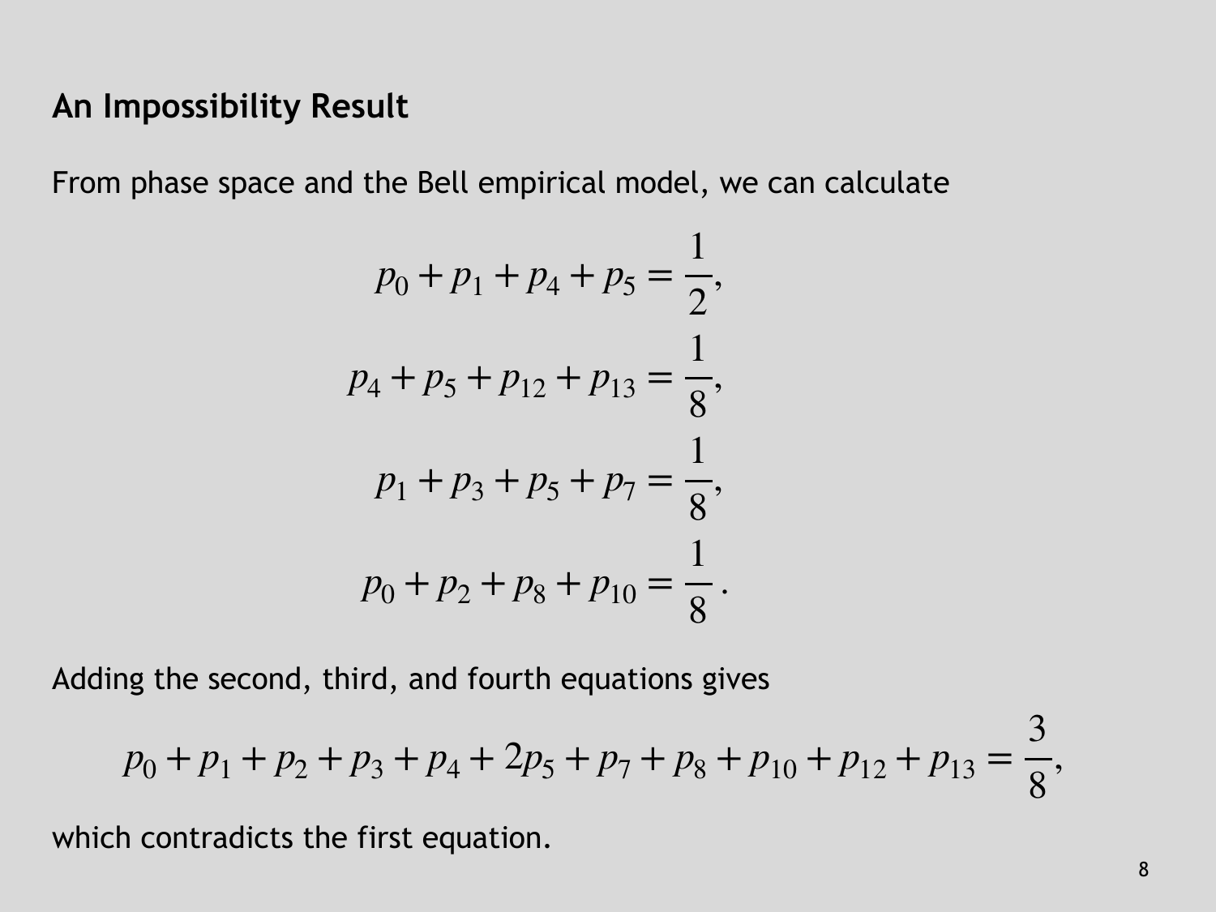## An Impossibility Result

From phase space and the Bell empirical model, we can calculate

$$
\begin{aligned}
p_0 + p_1 + p_4 + p_5 &= \frac{1}{2}, \\
p_4 + p_5 + p_{12} + p_{13} &= \frac{1}{8}, \\
p_1 + p_3 + p_5 + p_7 &= \frac{1}{8}, \\
p_0 + p_2 + p_8 + p_{10} &= \frac{1}{8}.
\end{aligned}
$$

Adding the second, third, and fourth equations gives

$$
p_0 + p_1 + p_2 + p_3 + p_4 + 2p_5 + p_7 + p_8 + p_{10} + p_{12} + p_{13} = \frac{3}{8},
$$

which contradicts the first equation.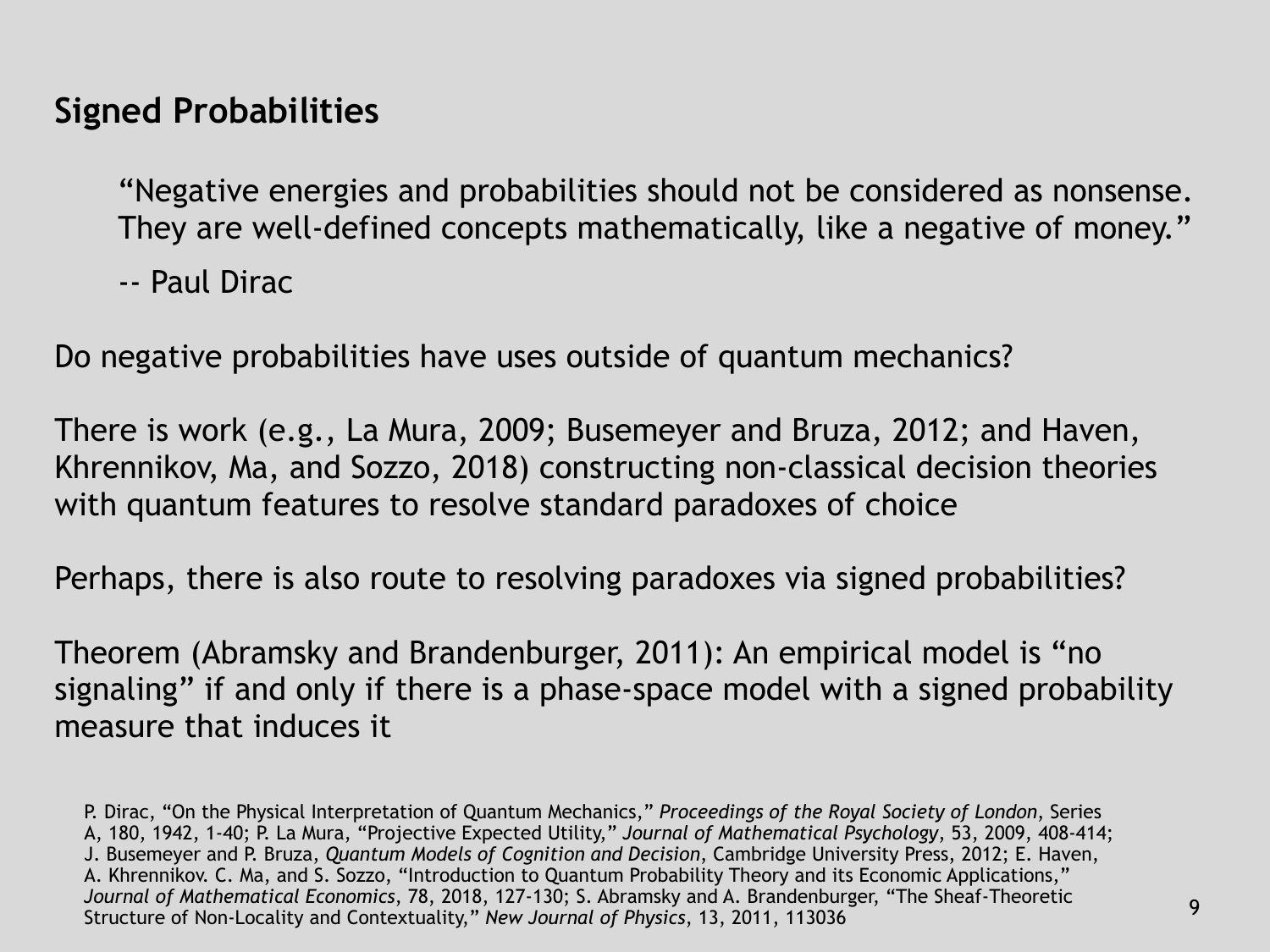## Signed Probabilities

> "Negative energies and probabilities should not be considered as nonsense. They are well-defined concepts mathematically, like a negative of money."
>
> -- Paul Dirac

Do negative probabilities have uses outside of quantum mechanics?

There is work (e.g., La Mura, 2009; Busemeyer and Bruza, 2012; and Haven, Khrennikov, Ma, and Sozzo, 2018) constructing non-classical decision theories with quantum features to resolve standard paradoxes of choice

Perhaps, there is also route to resolving paradoxes via signed probabilities?

Theorem (Abramsky and Brandenburger, 2011): An empirical model is "no signaling" if and only if there is a phase-space model with a signed probability measure that induces it

P. Dirac, "On the Physical Interpretation of Quantum Mechanics," *Proceedings of the Royal Society of London*, Series A, 180, 1942, 1-40; P. La Mura, "Projective Expected Utility," *Journal of Mathematical Psychology*, 53, 2009, 408-414; J. Busemeyer and P. Bruza, *Quantum Models of Cognition and Decision*, Cambridge University Press, 2012; E. Haven, A. Khrennikov. C. Ma, and S. Sozzo, "Introduction to Quantum Probability Theory and its Economic Applications," *Journal of Mathematical Economics*, 78, 2018, 127-130; S. Abramsky and A. Brandenburger, "The Sheaf-Theoretic Structure of Non-Locality and Contextuality," *New Journal of Physics*, 13, 2011, 113036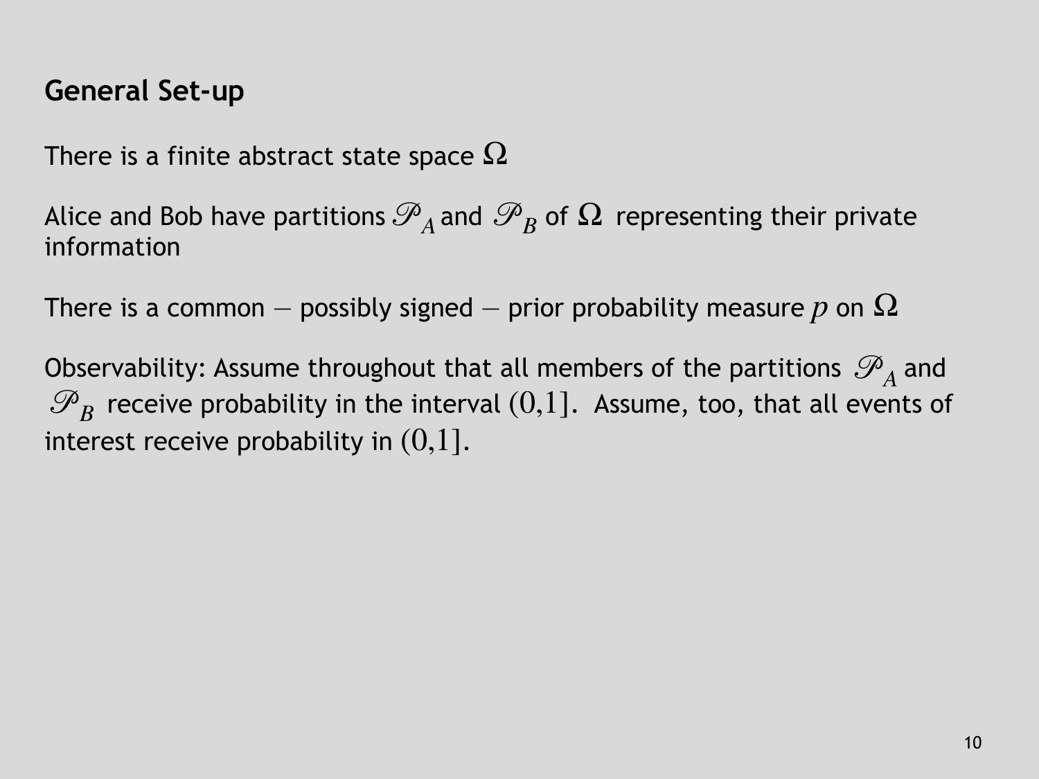## General Set-up

There is a finite abstract state space $\Omega$

Alice and Bob have partitions $\mathscr{P}_A$ and $\mathscr{P}_B$ of $\Omega$ representing their private information

There is a common – possibly signed – prior probability measure $p$ on $\Omega$

Observability: Assume throughout that all members of the partitions $\mathscr{P}_A$ and $\mathscr{P}_B$ receive probability in the interval $(0,1]$. Assume, too, that all events of interest receive probability in $(0,1]$.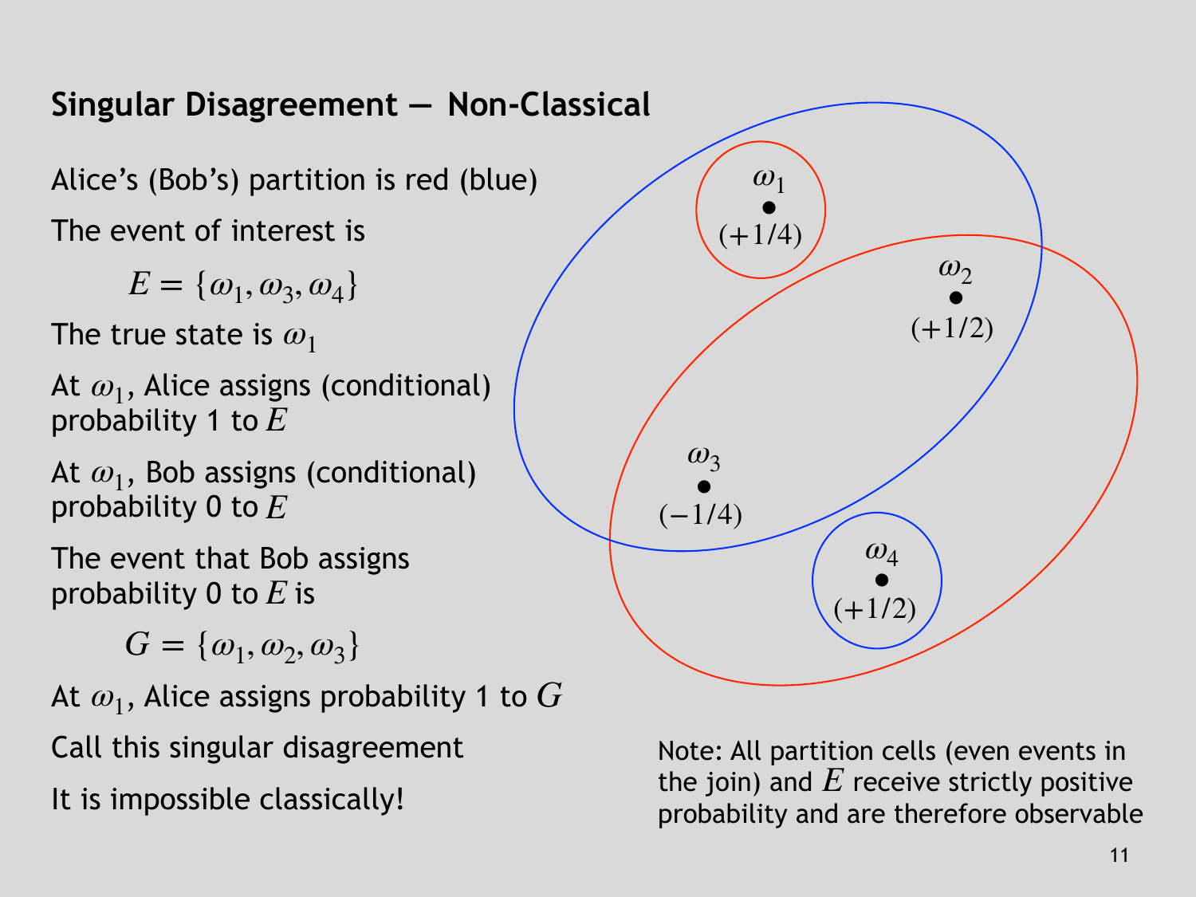## Singular Disagreement — Non-Classical

Alice's (Bob's) partition is red (blue)

The event of interest is

$$E = \{\omega_1, \omega_3, \omega_4\}$$

The true state is $\omega_1$

At $\omega_1$, Alice assigns (conditional) probability 1 to $E$

At $\omega_1$, Bob assigns (conditional) probability 0 to $E$

The event that Bob assigns probability 0 to $E$ is

$$G = \{\omega_1, \omega_2, \omega_3\}$$

At $\omega_1$, Alice assigns probability 1 to $G$

Call this singular disagreement

It is impossible classically!

$\omega_1$ $(+1/4)$

$\omega_2$ $(+1/2)$

$\omega_3$ $(-1/4)$

$\omega_4$ $(+1/2)$

Note: All partition cells (even events in the join) and $E$ receive strictly positive probability and are therefore observable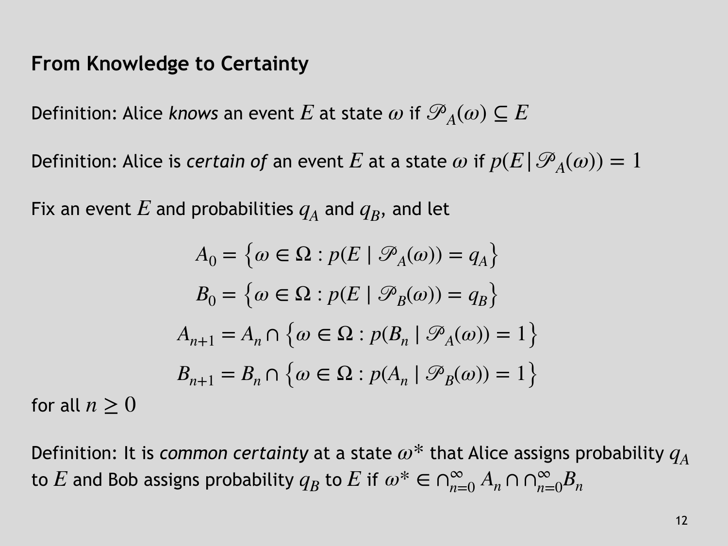## From Knowledge to Certainty

Definition: Alice *knows* an event $E$ at state $\omega$ if $\mathscr{P}_A(\omega) \subseteq E$

Definition: Alice is *certain of* an event $E$ at a state $\omega$ if $p(E|\mathscr{P}_A(\omega)) = 1$

Fix an event $E$ and probabilities $q_A$ and $q_B$, and let

$$A_0 = \left\{\omega \in \Omega : p(E \mid \mathscr{P}_A(\omega)) = q_A\right\}$$

$$B_0 = \left\{\omega \in \Omega : p(E \mid \mathscr{P}_B(\omega)) = q_B\right\}$$

$$A_{n+1} = A_n \cap \left\{\omega \in \Omega : p(B_n \mid \mathscr{P}_A(\omega)) = 1\right\}$$

$$B_{n+1} = B_n \cap \left\{\omega \in \Omega : p(A_n \mid \mathscr{P}_B(\omega)) = 1\right\}$$

for all $n \geq 0$

Definition: It is *common certainty* at a state $\omega^*$ that Alice assigns probability $q_A$ to $E$ and Bob assigns probability $q_B$ to $E$ if $\omega^* \in \cap_{n=0}^{\infty} A_n \cap \cap_{n=0}^{\infty} B_n$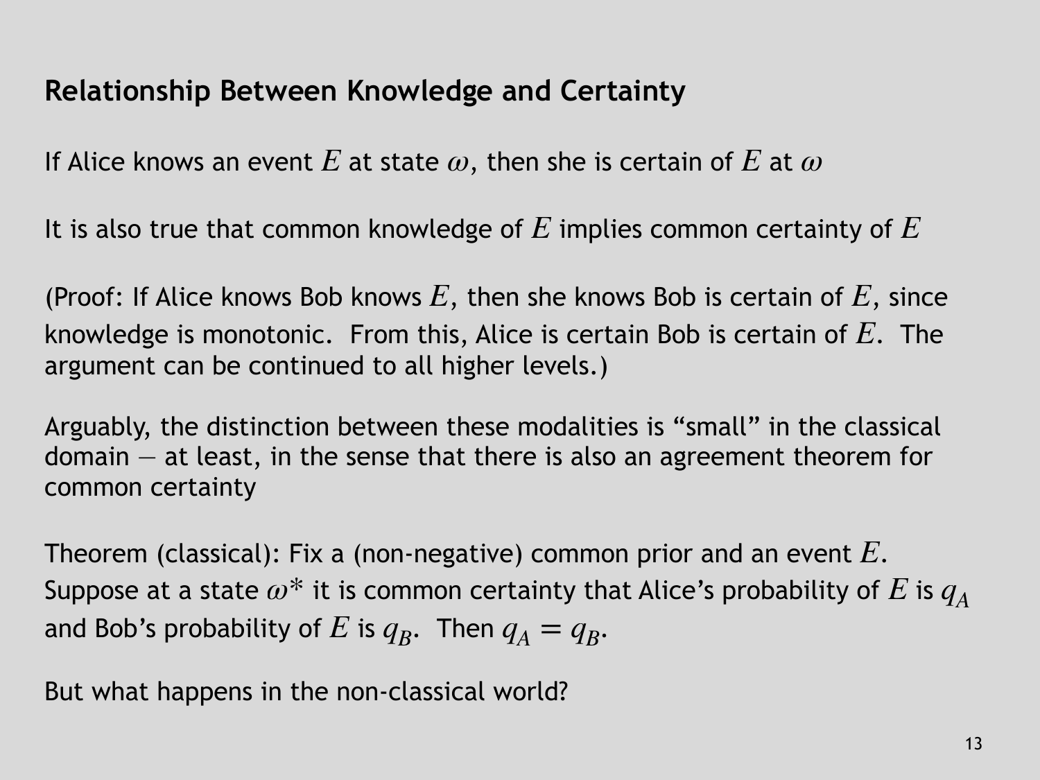## Relationship Between Knowledge and Certainty

If Alice knows an event $E$ at state $\omega$, then she is certain of $E$ at $\omega$

It is also true that common knowledge of $E$ implies common certainty of $E$

(Proof: If Alice knows Bob knows $E$, then she knows Bob is certain of $E$, since knowledge is monotonic. From this, Alice is certain Bob is certain of $E$. The argument can be continued to all higher levels.)

Arguably, the distinction between these modalities is "small" in the classical domain — at least, in the sense that there is also an agreement theorem for common certainty

Theorem (classical): Fix a (non-negative) common prior and an event $E$. Suppose at a state $\omega^*$ it is common certainty that Alice's probability of $E$ is $q_A$ and Bob's probability of $E$ is $q_B$. Then $q_A = q_B$.

But what happens in the non-classical world?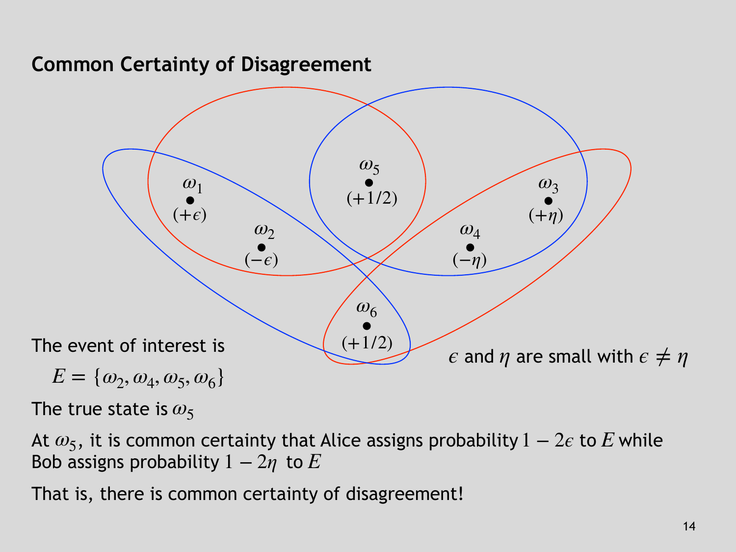## Common Certainty of Disagreement

$\omega_1$ $(+\epsilon)$

$\omega_2$ $(-\epsilon)$

$\omega_5$ $(+1/2)$

$\omega_3$ $(+\eta)$

$\omega_4$ $(-\eta)$

$\omega_6$ $(+1/2)$

$\epsilon$ and $\eta$ are small with $\epsilon \neq \eta$

The event of interest is

$$E = \{\omega_2, \omega_4, \omega_5, \omega_6\}$$

The true state is $\omega_5$

At $\omega_5$, it is common certainty that Alice assigns probability $1 - 2\epsilon$ to $E$ while Bob assigns probability $1 - 2\eta$ to $E$

That is, there is common certainty of disagreement!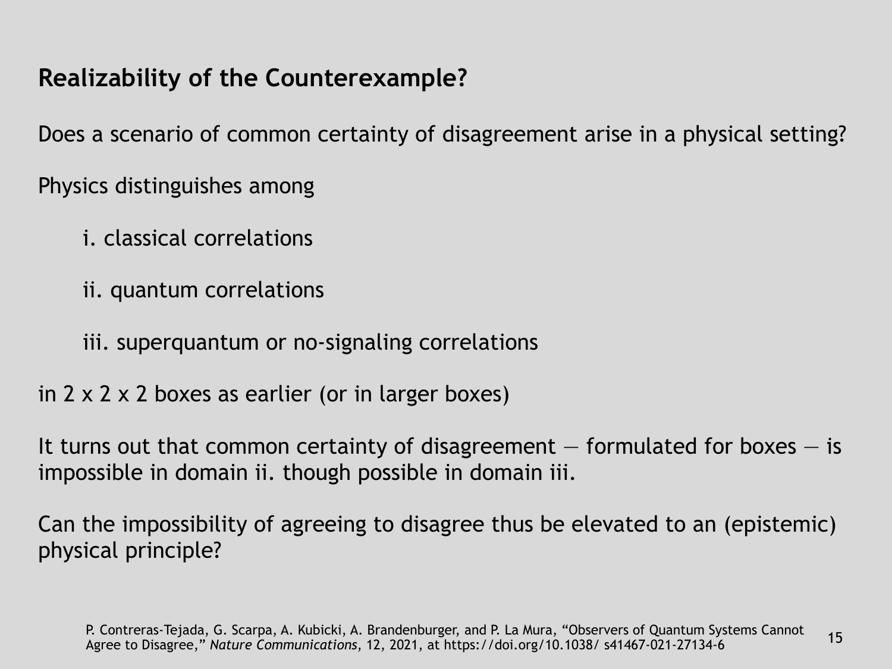## Realizability of the Counterexample?

Does a scenario of common certainty of disagreement arise in a physical setting?

Physics distinguishes among

i. classical correlations

ii. quantum correlations

iii. superquantum or no-signaling correlations

in 2 x 2 x 2 boxes as earlier (or in larger boxes)

It turns out that common certainty of disagreement — formulated for boxes — is impossible in domain ii. though possible in domain iii.

Can the impossibility of agreeing to disagree thus be elevated to an (epistemic) physical principle?

P. Contreras-Tejada, G. Scarpa, A. Kubicki, A. Brandenburger, and P. La Mura, "Observers of Quantum Systems Cannot Agree to Disagree," *Nature Communications*, 12, 2021, at https://doi.org/10.1038/ s41467-021-27134-6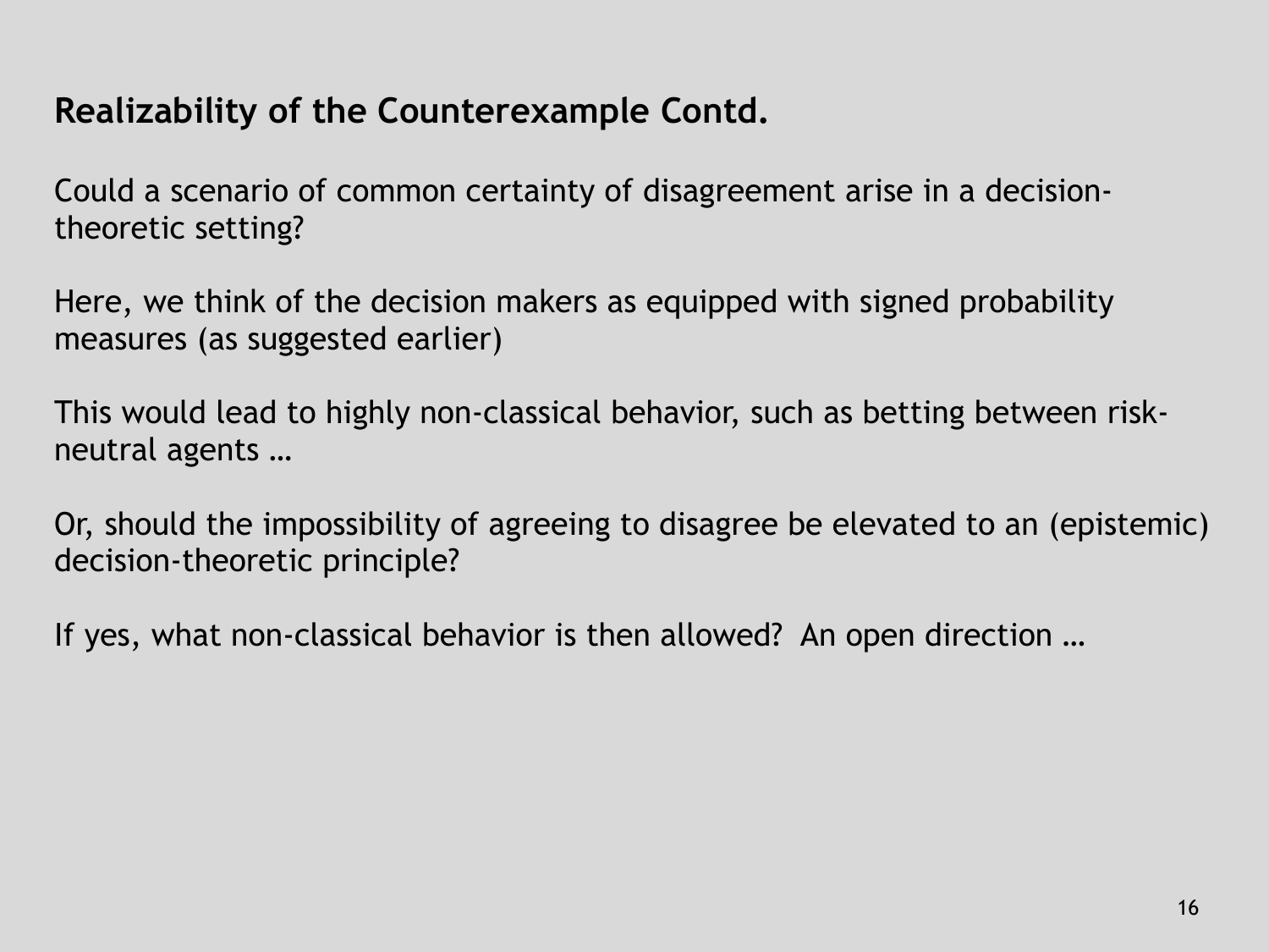## Realizability of the Counterexample Contd.

Could a scenario of common certainty of disagreement arise in a decision-theoretic setting?

Here, we think of the decision makers as equipped with signed probability measures (as suggested earlier)

This would lead to highly non-classical behavior, such as betting between risk-neutral agents …

Or, should the impossibility of agreeing to disagree be elevated to an (epistemic) decision-theoretic principle?

If yes, what non-classical behavior is then allowed? An open direction …